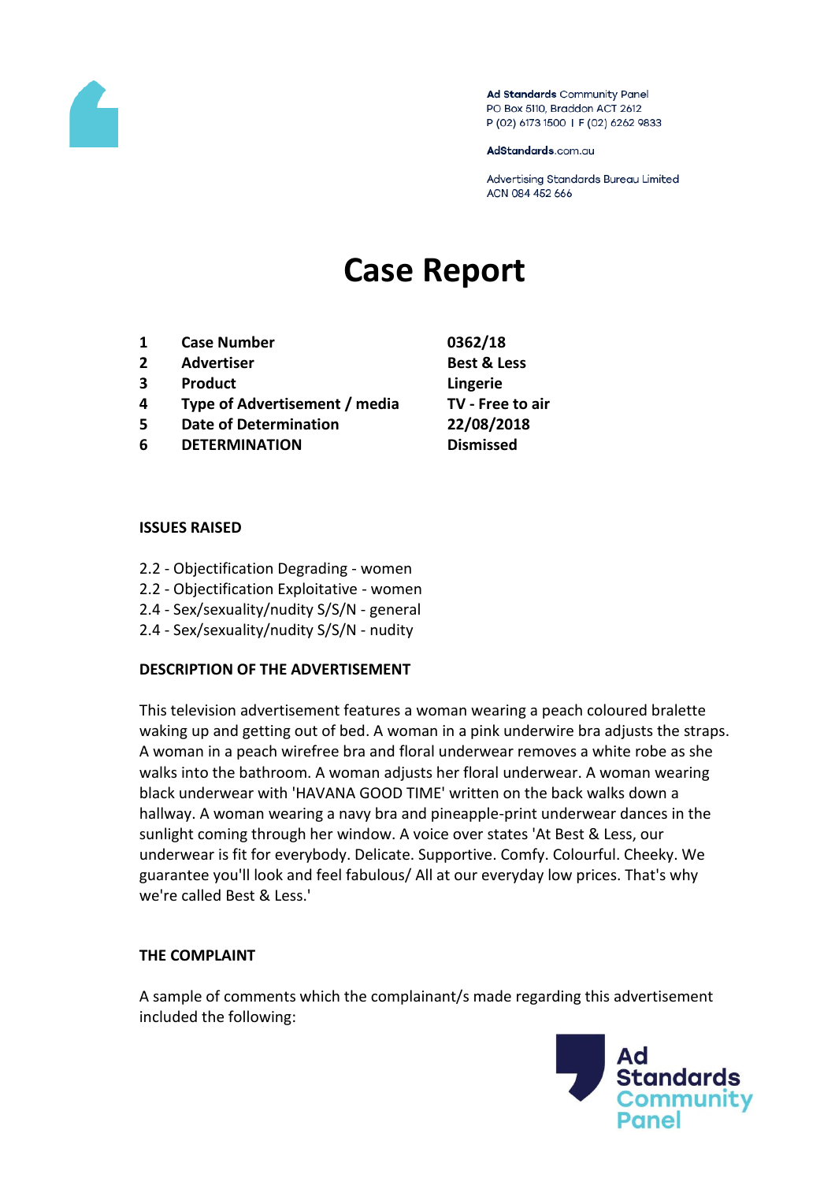Ad Standards Community Panel
PO Box 5110, Braddon ACT 2612
P (02) 6173 1500 | F (02) 6262 9833

AdStandards.com.au

Advertising Standards Bureau Limited
ACN 084 452 666

# Case Report

| | | |
|---|---|---|
| 1 | **Case Number** | **0362/18** |
| 2 | **Advertiser** | **Best & Less** |
| 3 | **Product** | **Lingerie** |
| 4 | **Type of Advertisement / media** | **TV - Free to air** |
| 5 | **Date of Determination** | **22/08/2018** |
| 6 | **DETERMINATION** | **Dismissed** |

**ISSUES RAISED**

2.2 - Objectification Degrading - women
2.2 - Objectification Exploitative - women
2.4 - Sex/sexuality/nudity S/S/N - general
2.4 - Sex/sexuality/nudity S/S/N - nudity

**DESCRIPTION OF THE ADVERTISEMENT**

This television advertisement features a woman wearing a peach coloured bralette waking up and getting out of bed. A woman in a pink underwire bra adjusts the straps. A woman in a peach wirefree bra and floral underwear removes a white robe as she walks into the bathroom. A woman adjusts her floral underwear. A woman wearing black underwear with 'HAVANA GOOD TIME' written on the back walks down a hallway. A woman wearing a navy bra and pineapple-print underwear dances in the sunlight coming through her window. A voice over states 'At Best & Less, our underwear is fit for everybody. Delicate. Supportive. Comfy. Colourful. Cheeky. We guarantee you'll look and feel fabulous/ All at our everyday low prices. That's why we're called Best & Less.'

**THE COMPLAINT**

A sample of comments which the complainant/s made regarding this advertisement included the following: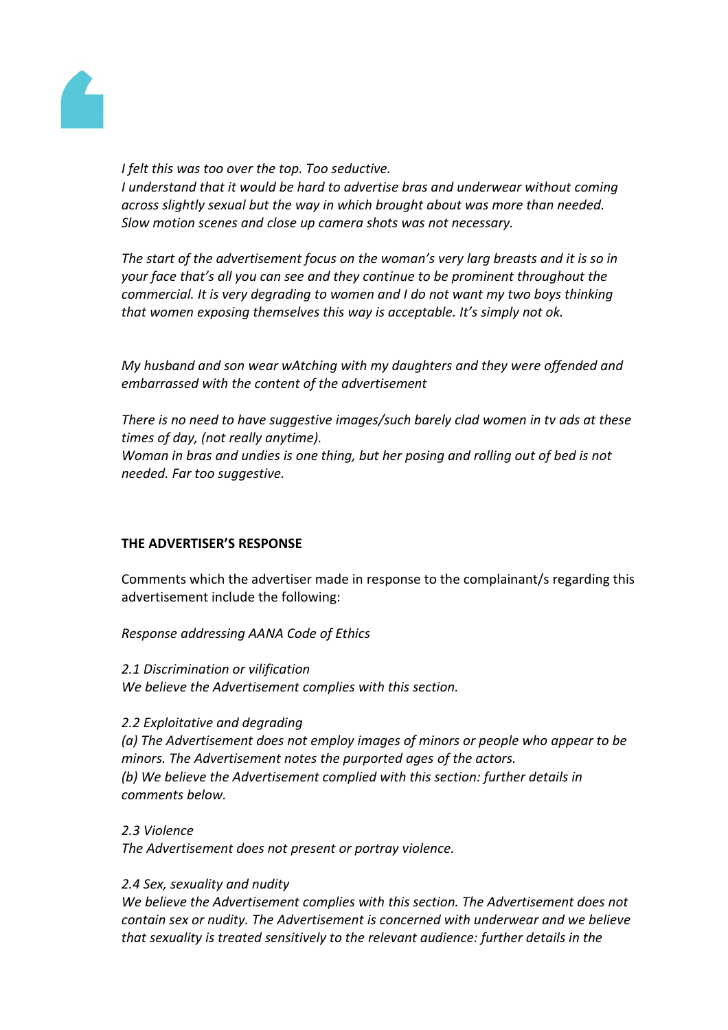*I felt this was too over the top. Too seductive.*
*I understand that it would be hard to advertise bras and underwear without coming across slightly sexual but the way in which brought about was more than needed. Slow motion scenes and close up camera shots was not necessary.*

*The start of the advertisement focus on the woman's very larg breasts and it is so in your face that's all you can see and they continue to be prominent throughout the commercial. It is very degrading to women and I do not want my two boys thinking that women exposing themselves this way is acceptable. It's simply not ok.*

*My husband and son wear wAtching with my daughters and they were offended and embarrassed with the content of the advertisement*

*There is no need to have suggestive images/such barely clad women in tv ads at these times of day, (not really anytime).*
*Woman in bras and undies is one thing, but her posing and rolling out of bed is not needed. Far too suggestive.*

**THE ADVERTISER'S RESPONSE**

Comments which the advertiser made in response to the complainant/s regarding this advertisement include the following:

*Response addressing AANA Code of Ethics*

*2.1 Discrimination or vilification*
*We believe the Advertisement complies with this section.*

*2.2 Exploitative and degrading*
*(a) The Advertisement does not employ images of minors or people who appear to be minors. The Advertisement notes the purported ages of the actors.*
*(b) We believe the Advertisement complied with this section: further details in comments below.*

*2.3 Violence*
*The Advertisement does not present or portray violence.*

*2.4 Sex, sexuality and nudity*
*We believe the Advertisement complies with this section. The Advertisement does not contain sex or nudity. The Advertisement is concerned with underwear and we believe that sexuality is treated sensitively to the relevant audience: further details in the*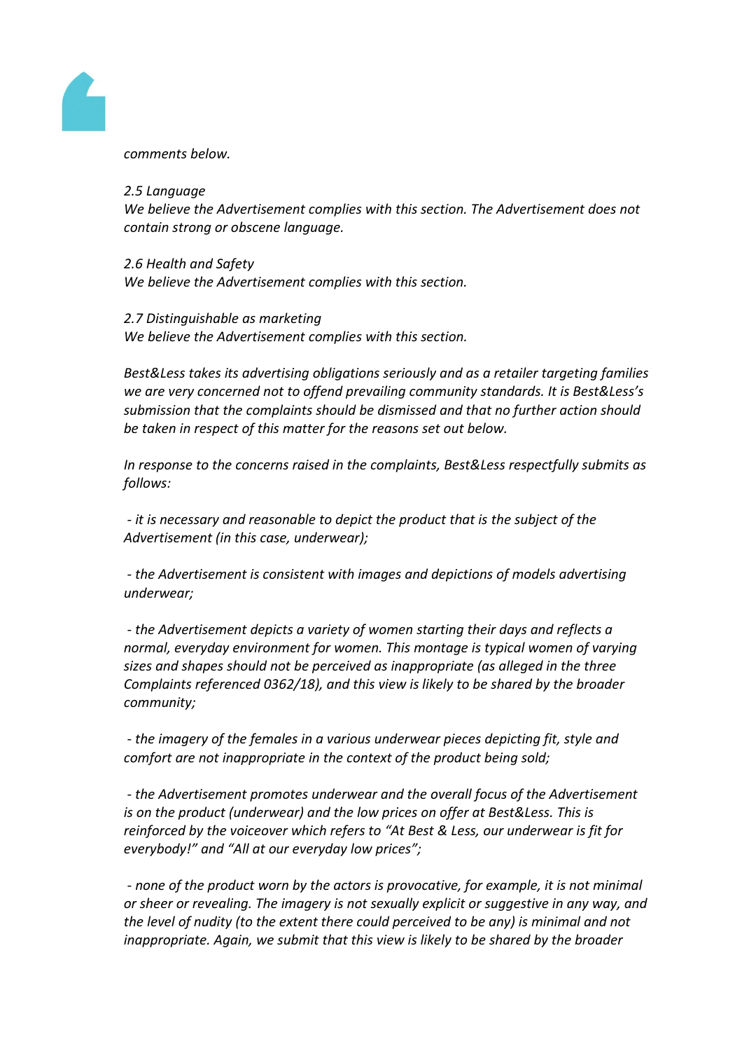*comments below.*

*2.5 Language*
*We believe the Advertisement complies with this section. The Advertisement does not contain strong or obscene language.*

*2.6 Health and Safety*
*We believe the Advertisement complies with this section.*

*2.7 Distinguishable as marketing*
*We believe the Advertisement complies with this section.*

*Best&Less takes its advertising obligations seriously and as a retailer targeting families we are very concerned not to offend prevailing community standards. It is Best&Less's submission that the complaints should be dismissed and that no further action should be taken in respect of this matter for the reasons set out below.*

*In response to the concerns raised in the complaints, Best&Less respectfully submits as follows:*

*- it is necessary and reasonable to depict the product that is the subject of the Advertisement (in this case, underwear);*

*- the Advertisement is consistent with images and depictions of models advertising underwear;*

*- the Advertisement depicts a variety of women starting their days and reflects a normal, everyday environment for women. This montage is typical women of varying sizes and shapes should not be perceived as inappropriate (as alleged in the three Complaints referenced 0362/18), and this view is likely to be shared by the broader community;*

*- the imagery of the females in a various underwear pieces depicting fit, style and comfort are not inappropriate in the context of the product being sold;*

*- the Advertisement promotes underwear and the overall focus of the Advertisement is on the product (underwear) and the low prices on offer at Best&Less. This is reinforced by the voiceover which refers to "At Best & Less, our underwear is fit for everybody!" and "All at our everyday low prices";*

*- none of the product worn by the actors is provocative, for example, it is not minimal or sheer or revealing. The imagery is not sexually explicit or suggestive in any way, and the level of nudity (to the extent there could perceived to be any) is minimal and not inappropriate. Again, we submit that this view is likely to be shared by the broader*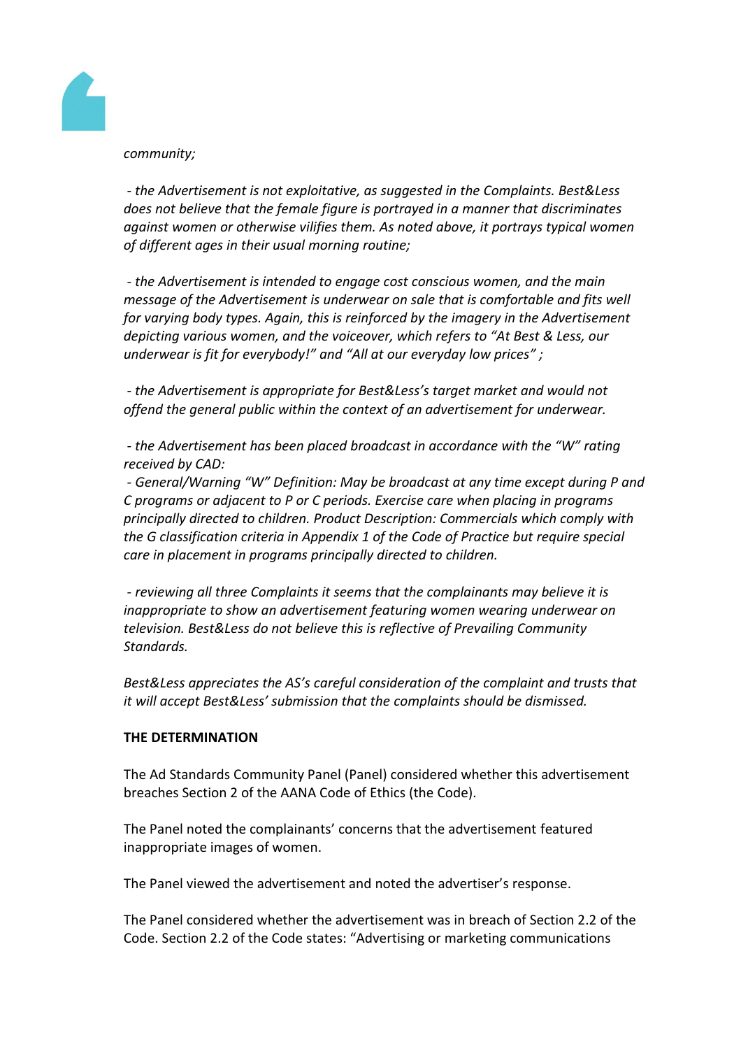*community;*

*- the Advertisement is not exploitative, as suggested in the Complaints. Best&Less does not believe that the female figure is portrayed in a manner that discriminates against women or otherwise vilifies them. As noted above, it portrays typical women of different ages in their usual morning routine;*

*- the Advertisement is intended to engage cost conscious women, and the main message of the Advertisement is underwear on sale that is comfortable and fits well for varying body types. Again, this is reinforced by the imagery in the Advertisement depicting various women, and the voiceover, which refers to "At Best & Less, our underwear is fit for everybody!" and "All at our everyday low prices" ;*

*- the Advertisement is appropriate for Best&Less's target market and would not offend the general public within the context of an advertisement for underwear.*

*- the Advertisement has been placed broadcast in accordance with the "W" rating received by CAD:*

*- General/Warning "W" Definition: May be broadcast at any time except during P and C programs or adjacent to P or C periods. Exercise care when placing in programs principally directed to children. Product Description: Commercials which comply with the G classification criteria in Appendix 1 of the Code of Practice but require special care in placement in programs principally directed to children.*

*- reviewing all three Complaints it seems that the complainants may believe it is inappropriate to show an advertisement featuring women wearing underwear on television. Best&Less do not believe this is reflective of Prevailing Community Standards.*

*Best&Less appreciates the AS's careful consideration of the complaint and trusts that it will accept Best&Less' submission that the complaints should be dismissed.*

**THE DETERMINATION**

The Ad Standards Community Panel (Panel) considered whether this advertisement breaches Section 2 of the AANA Code of Ethics (the Code).

The Panel noted the complainants' concerns that the advertisement featured inappropriate images of women.

The Panel viewed the advertisement and noted the advertiser's response.

The Panel considered whether the advertisement was in breach of Section 2.2 of the Code. Section 2.2 of the Code states: "Advertising or marketing communications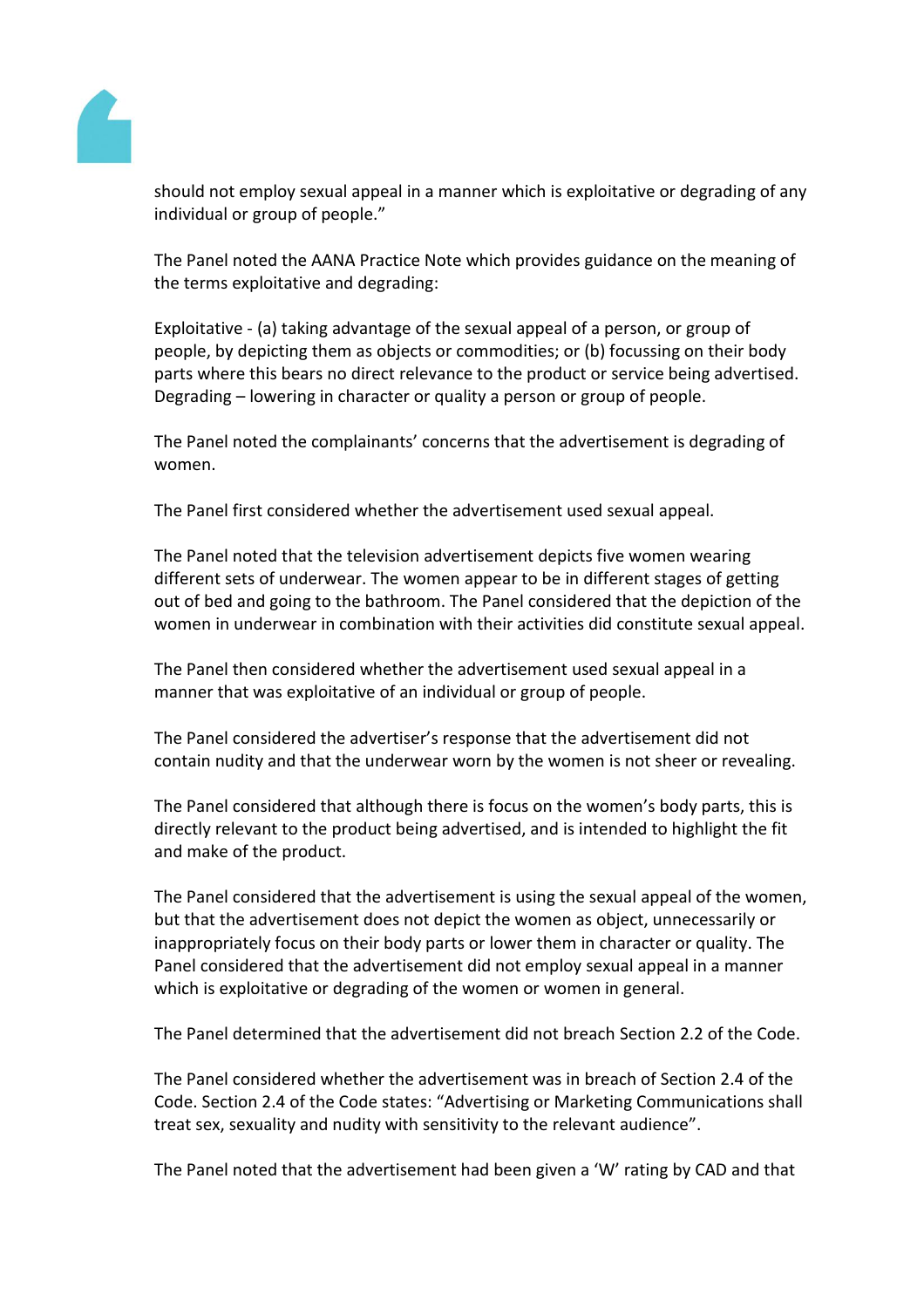should not employ sexual appeal in a manner which is exploitative or degrading of any individual or group of people."

The Panel noted the AANA Practice Note which provides guidance on the meaning of the terms exploitative and degrading:

Exploitative - (a) taking advantage of the sexual appeal of a person, or group of people, by depicting them as objects or commodities; or (b) focussing on their body parts where this bears no direct relevance to the product or service being advertised.
Degrading – lowering in character or quality a person or group of people.

The Panel noted the complainants' concerns that the advertisement is degrading of women.

The Panel first considered whether the advertisement used sexual appeal.

The Panel noted that the television advertisement depicts five women wearing different sets of underwear. The women appear to be in different stages of getting out of bed and going to the bathroom. The Panel considered that the depiction of the women in underwear in combination with their activities did constitute sexual appeal.

The Panel then considered whether the advertisement used sexual appeal in a manner that was exploitative of an individual or group of people.

The Panel considered the advertiser's response that the advertisement did not contain nudity and that the underwear worn by the women is not sheer or revealing.

The Panel considered that although there is focus on the women's body parts, this is directly relevant to the product being advertised, and is intended to highlight the fit and make of the product.

The Panel considered that the advertisement is using the sexual appeal of the women, but that the advertisement does not depict the women as object, unnecessarily or inappropriately focus on their body parts or lower them in character or quality. The Panel considered that the advertisement did not employ sexual appeal in a manner which is exploitative or degrading of the women or women in general.

The Panel determined that the advertisement did not breach Section 2.2 of the Code.

The Panel considered whether the advertisement was in breach of Section 2.4 of the Code. Section 2.4 of the Code states: "Advertising or Marketing Communications shall treat sex, sexuality and nudity with sensitivity to the relevant audience".

The Panel noted that the advertisement had been given a 'W' rating by CAD and that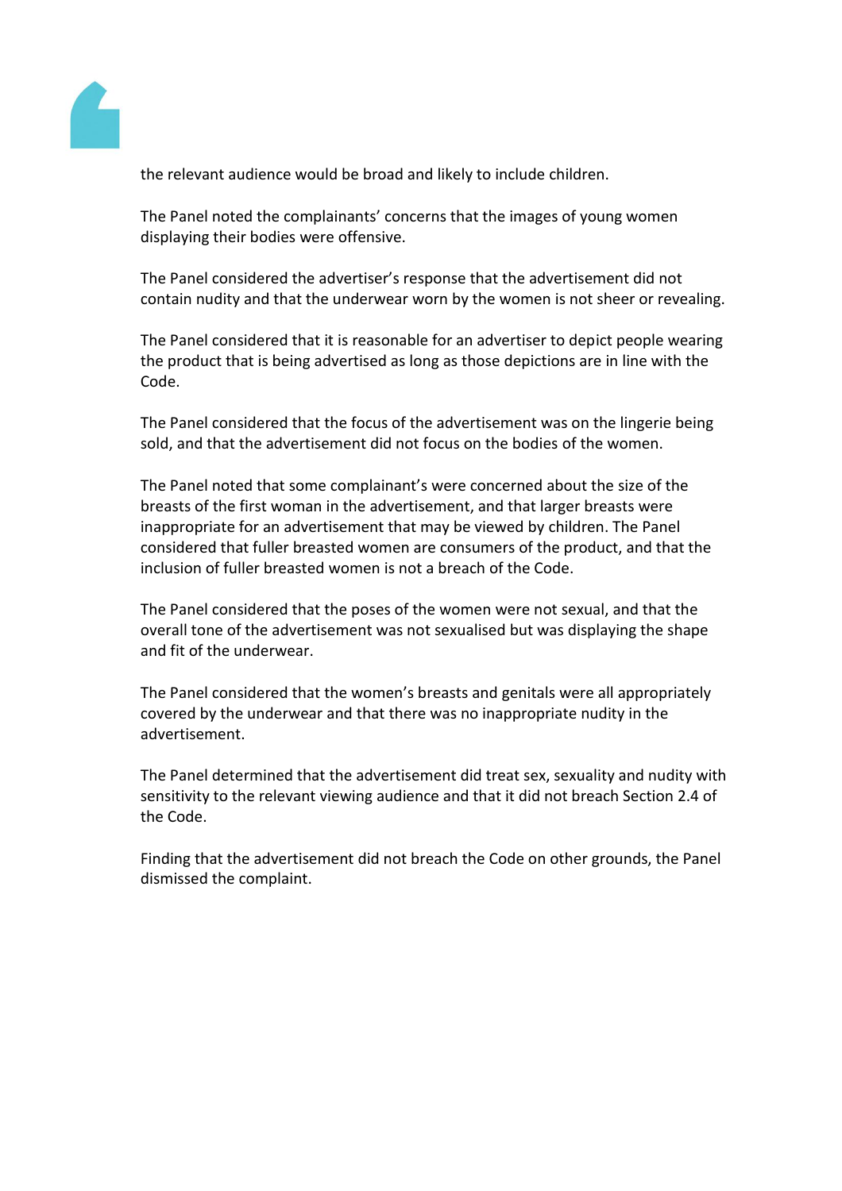the relevant audience would be broad and likely to include children.

The Panel noted the complainants' concerns that the images of young women displaying their bodies were offensive.

The Panel considered the advertiser's response that the advertisement did not contain nudity and that the underwear worn by the women is not sheer or revealing.

The Panel considered that it is reasonable for an advertiser to depict people wearing the product that is being advertised as long as those depictions are in line with the Code.

The Panel considered that the focus of the advertisement was on the lingerie being sold, and that the advertisement did not focus on the bodies of the women.

The Panel noted that some complainant's were concerned about the size of the breasts of the first woman in the advertisement, and that larger breasts were inappropriate for an advertisement that may be viewed by children. The Panel considered that fuller breasted women are consumers of the product, and that the inclusion of fuller breasted women is not a breach of the Code.

The Panel considered that the poses of the women were not sexual, and that the overall tone of the advertisement was not sexualised but was displaying the shape and fit of the underwear.

The Panel considered that the women's breasts and genitals were all appropriately covered by the underwear and that there was no inappropriate nudity in the advertisement.

The Panel determined that the advertisement did treat sex, sexuality and nudity with sensitivity to the relevant viewing audience and that it did not breach Section 2.4 of the Code.

Finding that the advertisement did not breach the Code on other grounds, the Panel dismissed the complaint.